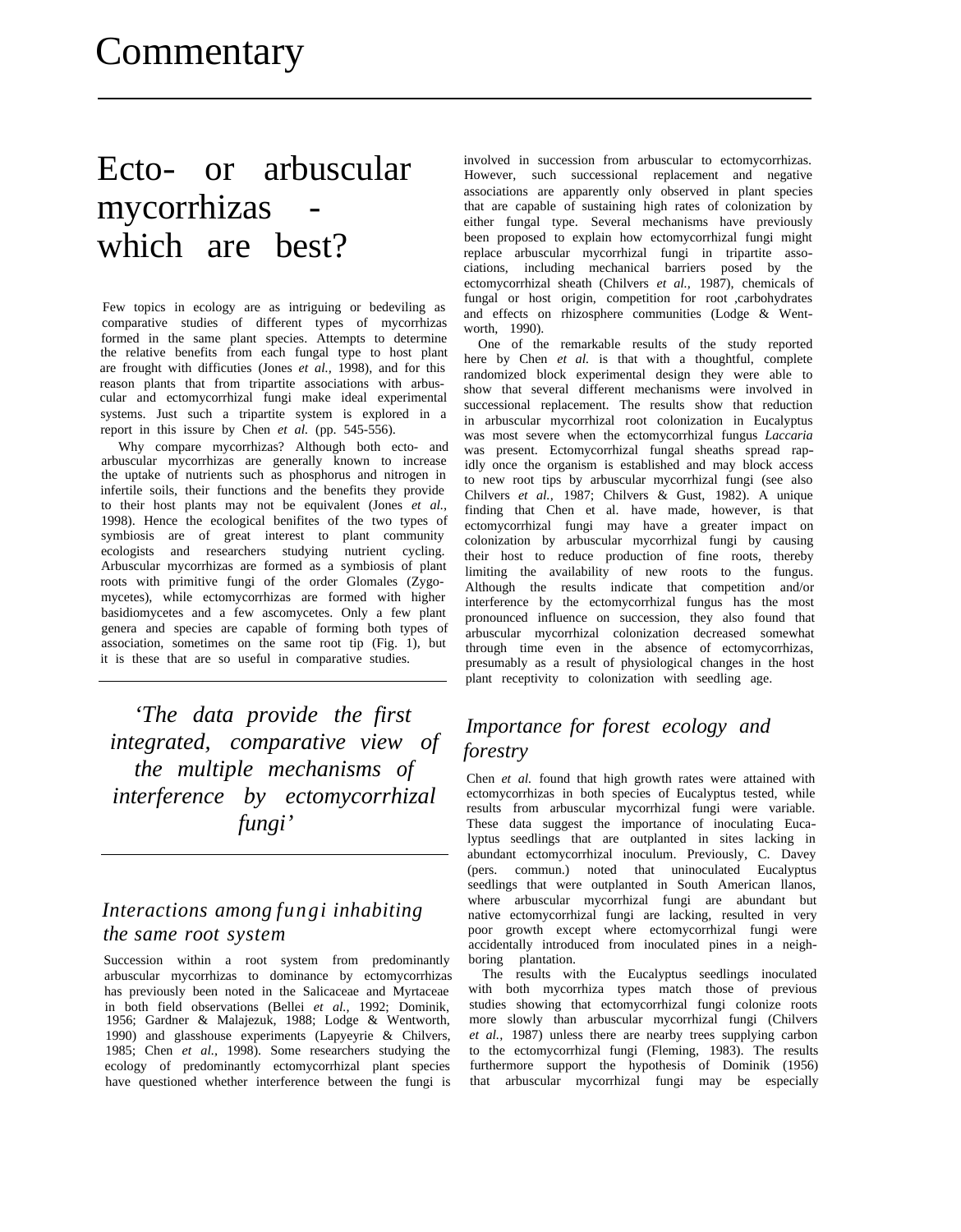# Commentary

# Ecto- or arbuscular mycorrhizas - which are best?

Few topics in ecology are as intriguing or bedeviling as comparative studies of different types of mycorrhizas formed in the same plant species. Attempts to determine the relative benefits from each fungal type to host plant are frought with difficuties (Jones *et al.,* 1998), and for this reason plants that from tripartite associations with arbuscular and ectomycorrhizal fungi make ideal experimental systems. Just such a tripartite system is explored in a report in this issue by Chen *et al.* (pp. 545-556).

Why compare mycorrhizas? Although both ecto- and arbuscular mycorrhizas are generally known to increase the uptake of nutrients such as phosphorus and nitrogen in infertile soils, their functions and the benefits they provide to their host plants may not be equivalent (Jones *et al.,* 1998). Hence the ecological benifites of the two types of symbiosis are of great interest to plant community ecologists and researchers studying nutrient cycling. Arbuscular mycorrhizas are formed as a symbiosis of plant roots with primitive fungi of the order Glomales (Zygomycetes), while ectomycorrhizas are formed with higher basidiomycetes and a few ascomycetes. Only a few plant genera and species are capable of forming both types of association, sometimes on the same root tip (Fig. 1), but it is these that are so useful in comparative studies.

*'The data provide the first integrated, comparative view of the multiple mechanisms of interference by ectomycorrhizal fungi'*

## *Interactions among fungi inhabiting the same root system*

Succession within a root system from predominantly arbuscular mycorrhizas to dominance by ectomycorrhizas has previously been noted in the Salicaceae and Myrtaceae in both field observations (Bellei *et al.,* 1992; Dominik, 1956; Gardner & Malajezuk, 1988; Lodge & Wentworth, 1990) and glasshouse experiments (Lapyeyrie & Chilvers, 1985; Chen *et al.,* 1998). Some researchers studying the ecology of predominantly ectomycorrhizal plant species have questioned whether interference between the fungi is involved in succession from arbuscular to ectomycorrhizas. However, such successional replacement and negative associations are apparently only observed in plant species that are capable of sustaining high rates of colonization by either fungal type. Several mechanisms have previously been proposed to explain how ectomycorrhizal fungi might replace arbuscular mycorrhizal fungi in tripartite associations, including mechanical barriers posed by the ectomycorrhizal sheath (Chilvers *et al.,* 1987), chemicals of fungal or host origin, competition for root ,carbohydrates and effects on rhizosphere communities (Lodge & Wentworth, 1990).

One of the remarkable results of the study reported here by Chen *et al.* is that with a thoughtful, complete randomized block experimental design they were able to show that several different mechanisms were involved in successional replacement. The results show that reduction in arbuscular mycorrhizal root colonization in Eucalyptus was most severe when the ectomycorrhizal fungus *Laccaria* was present. Ectomycorrhizal fungal sheaths spread rapidly once the organism is established and may block access to new root tips by arbuscular mycorrhizal fungi (see also Chilvers *et al.,* 1987; Chilvers & Gust, 1982). A unique finding that Chen et al. have made, however, is that ectomycorrhizal fungi may have a greater impact on colonization by arbuscular mycorrhizal fungi by causing their host to reduce production of fine roots, thereby limiting the availability of new roots to the fungus. Although the results indicate that competition and/or interference by the ectomycorrhizal fungus has the most pronounced influence on succession, they also found that arbuscular mycorrhizal colonization decreased somewhat through time even in the absence of ectomycorrhizas, presumably as a result of physiological changes in the host plant receptivity to colonization with seedling age.

## *Importance for forest ecology and forestry*

Chen *et al.* found that high growth rates were attained with ectomycorrhizas in both species of Eucalyptus tested, while results from arbuscular mycorrhizal fungi were variable. These data suggest the importance of inoculating Eucalyptus seedlings that are outplanted in sites lacking in abundant ectomycorrhizal inoculum. Previously, C. Davey (pers. commun.) noted that uninoculated Eucalyptus seedlings that were outplanted in South American llanos, where arbuscular mycorrhizal fungi are abundant but native ectomycorrhizal fungi are lacking, resulted in very poor growth except where ectomycorrhizal fungi were accidentally introduced from inoculated pines in a neighboring plantation.

The results with the Eucalyptus seedlings inoculated with both mycorrhiza types match those of previous studies showing that ectomycorrhizal fungi colonize roots more slowly than arbuscular mycorrhizal fungi (Chilvers *et al.,* 1987) unless there are nearby trees supplying carbon to the ectomycorrhizal fungi (Fleming, 1983). The results furthermore support the hypothesis of Dominik (1956) that arbuscular mycorrhizal fungi may be especially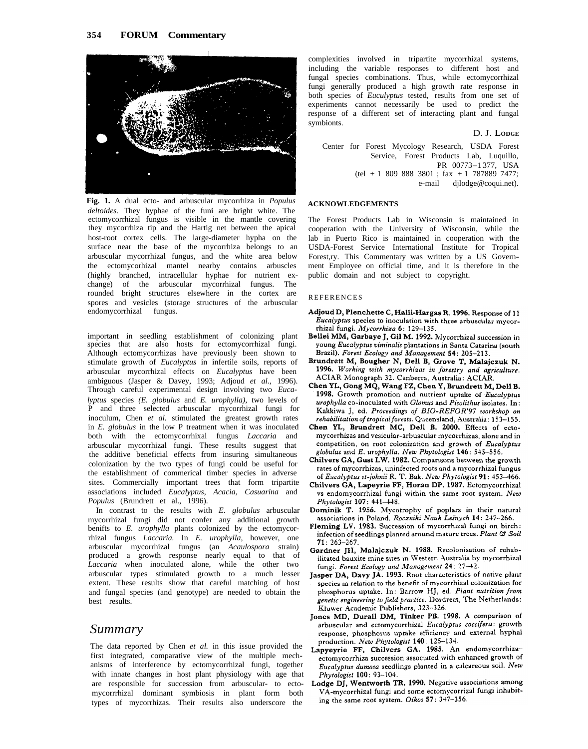**Fig. 1.** A dual ecto- and arbuscular mycorrhiza in *Populus deltoides.* They hyphae of the funi are bright white. The ectomycorrhizal fungus is visible in the mantle covering they mycorrhiza tip and the Hartig net between the apical host-root cortex cells. The large-diameter hypha on the surface near the base of the mycorrhiza belongs to an arbuscular mycorrhizal fungus, and the white area below the ectomycorhizal mantel nearby contains arbuscles (highly branched, intracellular hyphae for nutrient exchange) of the arbuscular mycorrhizal fungus. The rounded bright structures elsewhere in the cortex are spores and vesicles (storage structures of the arbuscular endomycorrhizal fungus.

important in seedling establishment of colonizing plant species that are also hosts for ectomycorrhizal fungi. Although ectomycorrhizas have previously been shown to stimulate growth of *Eucalyptus* in infertile soils, reports of arbuscular mycorrhizal effects on *Eucalyptus* have been ambiguous (Jasper & Davey, 1993; Adjoud *et al.,* 1996). Through careful experimental design involving two *Eucalyptus* species *(E. globulus* and *E. urophylla),* two levels of P and three selected arbuscular mycorrhizal fungi for inoculum, Chen *et al.* stimulated the greatest growth rates in *E. globulus* in the low P treatment when it was inoculated both with the ectomycorrhixal fungus *Laccaria* and arbuscular mycorrhizal fungi. These results suggest that the additive beneficial effects from insuring simultaneous colonization by the two types of fungi could be useful for the establishment of commerical timber species in adverse sites. Commercially important trees that form tripartite associations included *Eucalyptus, Acacia, Casuarina* and *Populus* (Brundrett et al., 1996).

In contrast to the results with *E. globulus* arbuscular mycorrhizal fungi did not confer any additional growth benifts to *E. urophylla* plants colonized by the ectomycorrhizal fungus *Laccaria.* In *E. urophylla,* however, one arbuscular mycorrhizal fungus (an *Acaulospora* strain) produced a growth response nearly equal to that of *Laccaria* when inoculated alone, while the other two arbuscular types stimulated growth to a much lesser extent. These results show that careful matching of host and fungal species (and genotype) are needed to obtain the best results.

## *Summary*

The data reported by Chen *et al.* in this issue provided the first integrated, comparative view of the multiple mechanisms of interference by ectomycorrhizal fungi, together with innate changes in host plant physiology with age that are responsible for succession from arbuscular- to ectomycorrrhizal dominant symbiosis in plant form both types of mycorrhizas. Their results also underscore the complexities involved in tripartite mycorrhizal systems, including the variable responses to different host and fungal species combinations. Thus, while ectomycorrhizal fungi generally produced a high growth rate response in both species of *Euculyptus* tested, results from one set of experiments cannot necessarily be used to predict the response of a different set of interacting plant and fungal symbionts.

D. J. LODGE

Center for Forest Mycology Research, USDA Forest Service, Forest Products Lab, Luquillo, PR 00773–1377, USA (tel +1 809 888 3801 ; fax +1 787889 7477; e-mail djlodge@coqui.net).

### ACKNOWLEDGEMENTS

The Forest Products Lab in Wisconsin is maintained in cooperation with the University of Wisconsin, while the lab in Puerto Rico is maintained in cooperation with the USDA-Forest Service International Institute for Tropical Forest,ry. This Commentary was written by a US Government Employee on official time, and it is therefore in the public domain and not subject to copyright.

### REFERENCES

**Adjoud D, Plenchette C, Halli-Hargas R. 1996.** Response of 11 *Eucalyptus* species to inoculation with three arbuscular mycorrhizal fungi. *Mycorrhiza* **6**: 129–135.

**Bellei MM, Garbaye J, Gil M. 1992.** Mycorrhizal succession in young *Eucalyptus viminalis* plantations in Santa Catarina (south Brazil). *Forest Ecology and Management* **54**: 205–213.

**Brundrett M, Bougher N, Dell B, Grove T, Malajczuk N. 1996.** *Working with mycorrhizas in forestry and agriculture.* ACIAR Monograph 32. Canberra, Australia: ACIAR.

**Chen YL, Gong MQ, Wang FZ, Chen Y, Brundrett M, Dell B. 1998.** Growth promotion and nutrient uptake of *Eucalyptus urophylla* co-inoculated with *Glomus* and *Pisolithus* isolates. In: Kakkiwa J, ed. *Proceedings of BIO-REFOR'97 workshop on rehabilitation of tropical forests.* Queensland, Australia: 153–155.

**Chen YL, Brundrett MC, Dell B. 2000.** Effects of ectomycorrhizas and vesicular-arbuscular mycorrhizas, alone and in competition, on root colonization and growth of *Eucalyptus globulus* and *E. urophylla. New Phytologist* **146**: 545–556.

**Chilvers GA, Gust LW. 1982.** Comparisons between the growth rates of mycorrhizas, uninfected roots and a mycorrhizal fungus of *Eucalyptus st-johnii* R. T. Bak. *New Phytologist* **91**: 453–466.

**Chilvers GA, Lapeyrie FF, Horan DP. 1987.** Ectomycorrhizal vs endomycorrhizal fungi within the same root system. *New Phytologist* **107**: 441–448.

**Dominik T. 1956.** Mycotrophy of poplars in their natural associations in Poland. *Roczniki Nauk Leśnych* **14**: 247–266.

**Fleming LV. 1983.** Succession of mycorrhizal fungi on birch: infection of seedlings planted around mature trees. *Plant & Soil* **71**: 263–267.

**Gardner JH, Malajczuk N. 1988.** Recolonisation of rehabilitated bauxite mine sites in Western Australia by mycorrhizal fungi. *Forest Ecology and Management* **24**: 27–42.

**Jasper DA, Davy JA. 1993.** Root characteristics of native plant species in relation to the benefit of mycorrhizal colonization for phosphorus uptake. In: Barrow HJ, ed. *Plant nutrition from genetic engineering to field practice.* Dordrect, The Netherlands: Kluwer Academic Publishers, 323–326.

**Jones MD, Durall DM, Tinker PB. 1998.** A comparison of arbuscular and ectomycorrhizal *Eucalyptus coccifera*: growth response, phosphorus uptake efficiency and external hyphal production. *New Phytologist* **140**: 125–134.

**Lapeyrie FF, Chilvers GA. 1985.** An endomycorrhiza–ectomycorrhiza succession associated with enhanced growth of *Eucalyptus dumosa* seedlings planted in a calcareous soil. *New Phytologist* **100**: 93–104.

**Lodge DJ, Wentworth TR. 1990.** Negative associations among VA-mycorrhizal fungi and some ectomycorrizal fungi inhabiting the same root system. *Oikos* **57**: 347–356.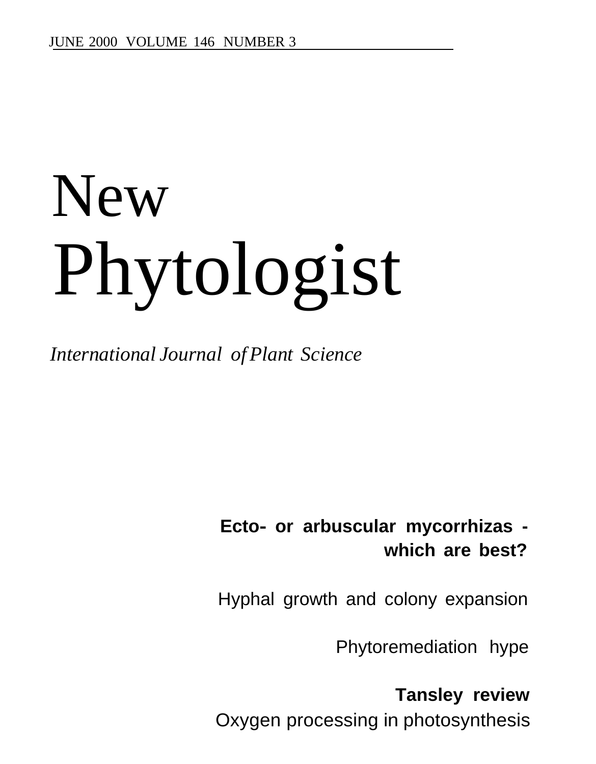JUNE 2000 VOLUME 146 NUMBER 3

# New Phytologist

*International Journal of Plant Science*

**Ecto- or arbuscular mycorrhizas - which are best?**

Hyphal growth and colony expansion

Phytoremediation hype

**Tansley review**

Oxygen processing in photosynthesis